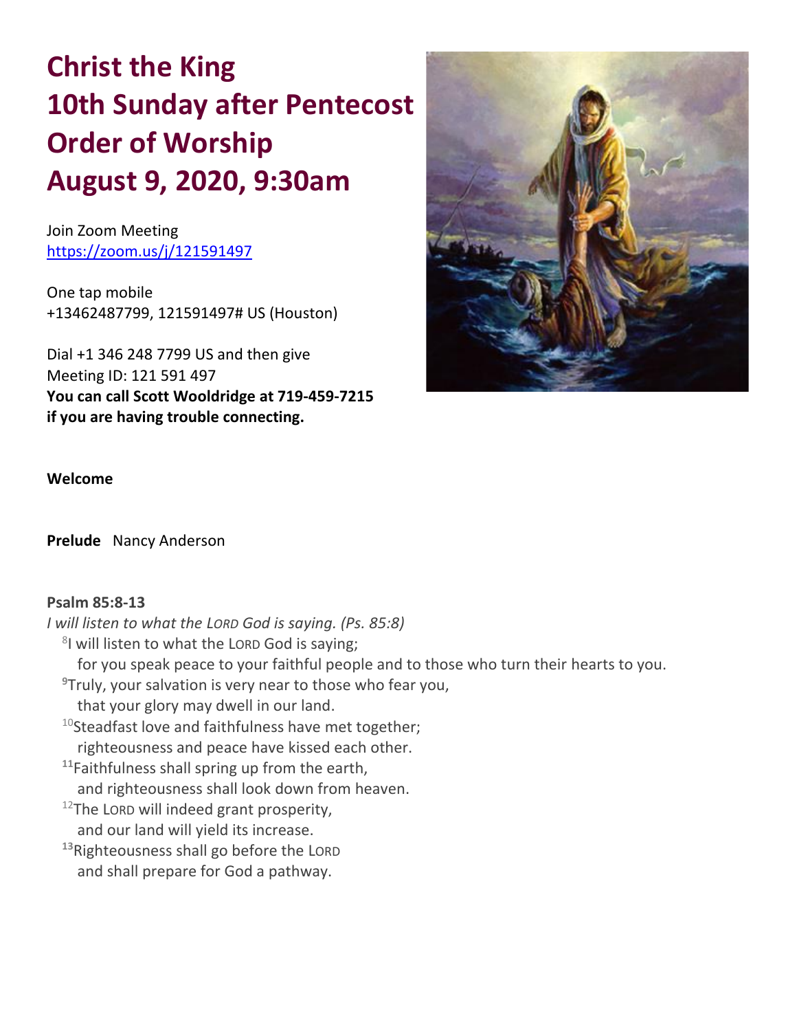# Christ the King
# 10th Sunday after Pentecost
# Order of Worship
# August 9, 2020, 9:30am

Join Zoom Meeting
https://zoom.us/j/121591497

One tap mobile
+13462487799, 121591497# US (Houston)

Dial +1 346 248 7799 US and then give
Meeting ID: 121 591 497
**You can call Scott Wooldridge at 719-459-7215 if you are having trouble connecting.**

**Welcome**

**Prelude** Nancy Anderson

**Psalm 85:8-13**

*I will listen to what the LORD God is saying. (Ps. 85:8)*

[8]I will listen to what the LORD God is saying;
  for you speak peace to your faithful people and to those who turn their hearts to you.
[9]Truly, your salvation is very near to those who fear you,
  that your glory may dwell in our land.
[10]Steadfast love and faithfulness have met together;
  righteousness and peace have kissed each other.
[11]Faithfulness shall spring up from the earth,
  and righteousness shall look down from heaven.
[12]The LORD will indeed grant prosperity,
  and our land will yield its increase.
[13]Righteousness shall go before the LORD
  and shall prepare for God a pathway.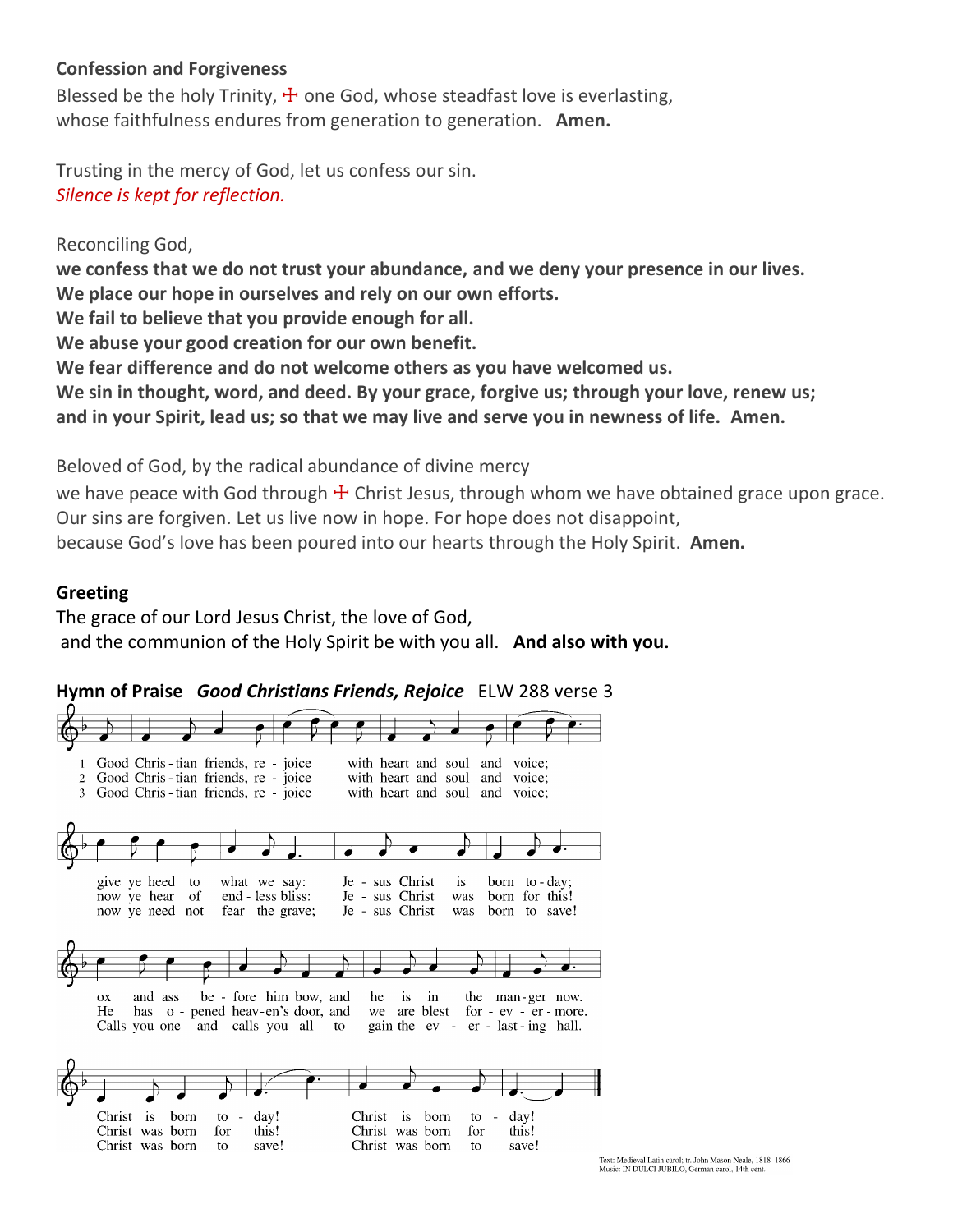**Confession and Forgiveness**

Blessed be the holy Trinity, ☩ one God, whose steadfast love is everlasting,
whose faithfulness endures from generation to generation. **Amen.**

Trusting in the mercy of God, let us confess our sin.
*Silence is kept for reflection.*

Reconciling God,
**we confess that we do not trust your abundance, and we deny your presence in our lives.**
**We place our hope in ourselves and rely on our own efforts.**
**We fail to believe that you provide enough for all.**
**We abuse your good creation for our own benefit.**
**We fear difference and do not welcome others as you have welcomed us.**
**We sin in thought, word, and deed. By your grace, forgive us; through your love, renew us;**
**and in your Spirit, lead us; so that we may live and serve you in newness of life. Amen.**

Beloved of God, by the radical abundance of divine mercy
we have peace with God through ☩ Christ Jesus, through whom we have obtained grace upon grace.
Our sins are forgiven. Let us live now in hope. For hope does not disappoint,
because God's love has been poured into our hearts through the Holy Spirit. **Amen.**

**Greeting**

The grace of our Lord Jesus Christ, the love of God,
and the communion of the Holy Spirit be with you all. **And also with you.**

**Hymn of Praise** ***Good Christians Friends, Rejoice*** ELW 288 verse 3

1 Good Chris-tian friends, re - joice with heart and soul and voice;
2 Good Chris-tian friends, re - joice with heart and soul and voice;
3 Good Chris-tian friends, re - joice with heart and soul and voice;

give ye heed to what we say: Je - sus Christ is born to - day;
now ye hear of end - less bliss: Je - sus Christ was born for this!
now ye need not fear the grave; Je - sus Christ was born to save!

ox and ass be - fore him bow, and he is in the man - ger now.
He has o - pened heav-en's door, and we are blest for - ev - er - more.
Calls you one and calls you all to gain the ev - er - last - ing hall.

Christ is born to - day! Christ is born to - day!
Christ was born for this! Christ was born for this!
Christ was born to save! Christ was born to save!

Text: Medieval Latin carol; tr. John Mason Neale, 1818–1866
Music: IN DULCI JUBILO, German carol, 14th cent.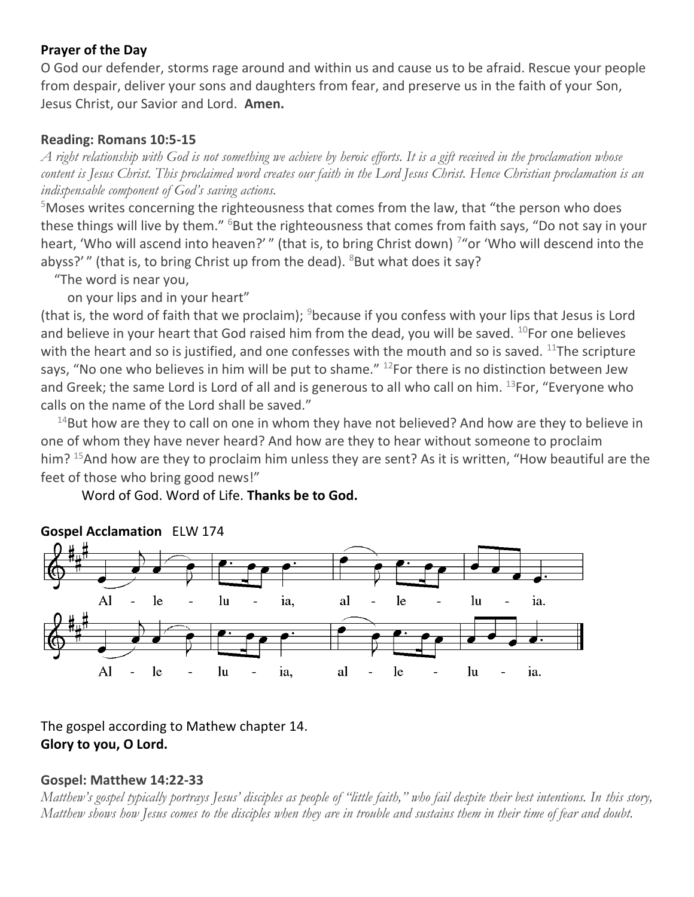**Prayer of the Day**

O God our defender, storms rage around and within us and cause us to be afraid. Rescue your people from despair, deliver your sons and daughters from fear, and preserve us in the faith of your Son, Jesus Christ, our Savior and Lord. **Amen.**

**Reading: Romans 10:5-15**

*A right relationship with God is not something we achieve by heroic efforts. It is a gift received in the proclamation whose content is Jesus Christ. This proclaimed word creates our faith in the Lord Jesus Christ. Hence Christian proclamation is an indispensable component of God's saving actions.*

[5]Moses writes concerning the righteousness that comes from the law, that "the person who does these things will live by them." [6]But the righteousness that comes from faith says, "Do not say in your heart, 'Who will ascend into heaven?' " (that is, to bring Christ down) [7]"or 'Who will descend into the abyss?' " (that is, to bring Christ up from the dead). [8]But what does it say?

"The word is near you,
on your lips and in your heart"

(that is, the word of faith that we proclaim); [9]because if you confess with your lips that Jesus is Lord and believe in your heart that God raised him from the dead, you will be saved. [10]For one believes with the heart and so is justified, and one confesses with the mouth and so is saved. [11]The scripture says, "No one who believes in him will be put to shame." [12]For there is no distinction between Jew and Greek; the same Lord is Lord of all and is generous to all who call on him. [13]For, "Everyone who calls on the name of the Lord shall be saved."

[14]But how are they to call on one in whom they have not believed? And how are they to believe in one of whom they have never heard? And how are they to hear without someone to proclaim him? [15]And how are they to proclaim him unless they are sent? As it is written, "How beautiful are the feet of those who bring good news!"

Word of God. Word of Life. **Thanks be to God.**

**Gospel Acclamation** ELW 174

Al - le - lu - ia, al - le - lu - ia.
Al - le - lu - ia, al - le - lu - ia.

The gospel according to Mathew chapter 14.
**Glory to you, O Lord.**

**Gospel: Matthew 14:22-33**

*Matthew's gospel typically portrays Jesus' disciples as people of "little faith," who fail despite their best intentions. In this story, Matthew shows how Jesus comes to the disciples when they are in trouble and sustains them in their time of fear and doubt.*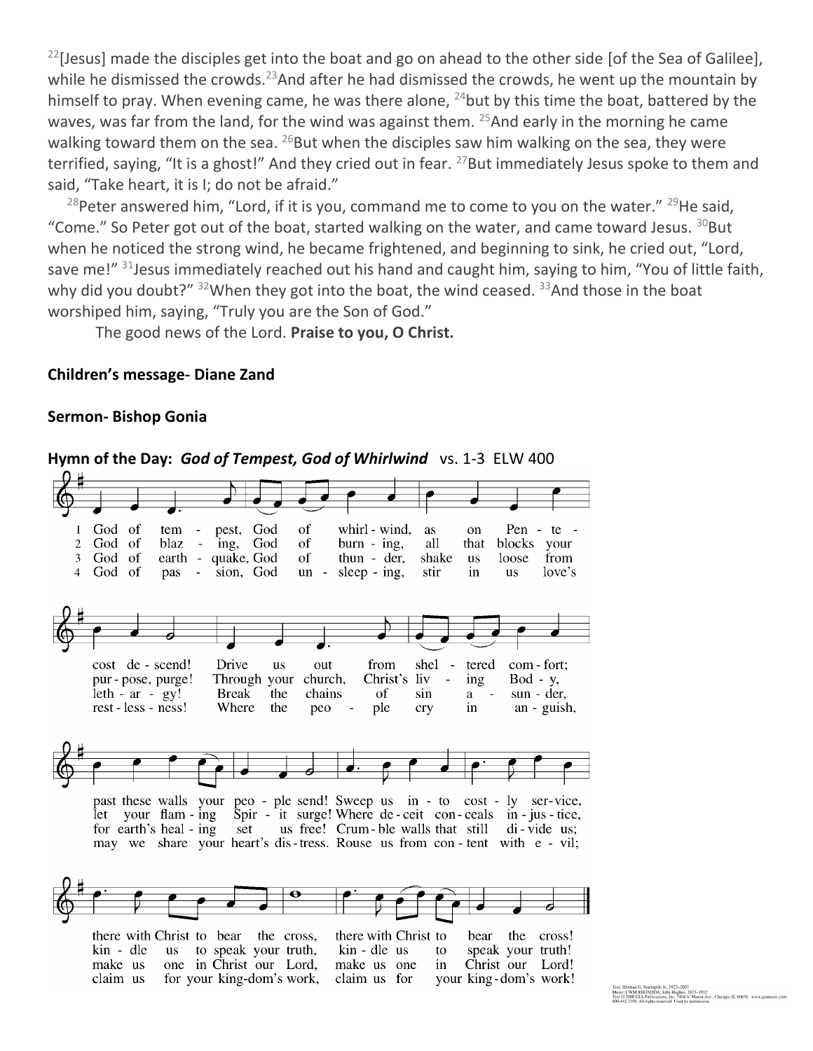[22][Jesus] made the disciples get into the boat and go on ahead to the other side [of the Sea of Galilee], while he dismissed the crowds.[23]And after he had dismissed the crowds, he went up the mountain by himself to pray. When evening came, he was there alone, [24]but by this time the boat, battered by the waves, was far from the land, for the wind was against them. [25]And early in the morning he came walking toward them on the sea. [26]But when the disciples saw him walking on the sea, they were terrified, saying, "It is a ghost!" And they cried out in fear. [27]But immediately Jesus spoke to them and said, "Take heart, it is I; do not be afraid."

[28]Peter answered him, "Lord, if it is you, command me to come to you on the water." [29]He said, "Come." So Peter got out of the boat, started walking on the water, and came toward Jesus. [30]But when he noticed the strong wind, he became frightened, and beginning to sink, he cried out, "Lord, save me!" [31]Jesus immediately reached out his hand and caught him, saying to him, "You of little faith, why did you doubt?" [32]When they got into the boat, the wind ceased. [33]And those in the boat worshiped him, saying, "Truly you are the Son of God."

The good news of the Lord. **Praise to you, O Christ.**

**Children's message- Diane Zand**

**Sermon- Bishop Gonia**

**Hymn of the Day:** ***God of Tempest, God of Whirlwind*** vs. 1-3 ELW 400

1 God of tempest, God of whirlwind, as on Pentecost descend! Drive us out from sheltered comfort; past these walls your people send! Sweep us into costly service, there with Christ to bear the cross, there with Christ to bear the cross!

2 God of blazing, God of burning, all that blocks your purpose, purge! Through your church, Christ's living Body, let your flaming Spirit surge! Where deceit conceals injustice, kindle us to speak your truth, kindle us to speak your truth!

3 God of earthquake, God of thunder, shake us loose from lethargy! Break the chains of sin asunder, for earth's healing set us free! Crumble walls that still divide us; make us one in Christ our Lord, make us one in Christ our Lord!

4 God of passion, God unsleeping, stir in us love's restlessness! Where the people cry in anguish, may we share your heart's distress. Rouse us from content with evil; claim us for your kingdom's work, claim us for your kingdom's work!

Text: Herman G. Stuempfle Jr., 1923–2007
Music: CWM RHONDDA, John Hughes, 1873–1932
Text © 2000 GIA Publications, Inc. 7404 S. Mason Ave., Chicago, IL 60638. www.giamusic.com 800.442.3358 All rights reserved. Used by permission.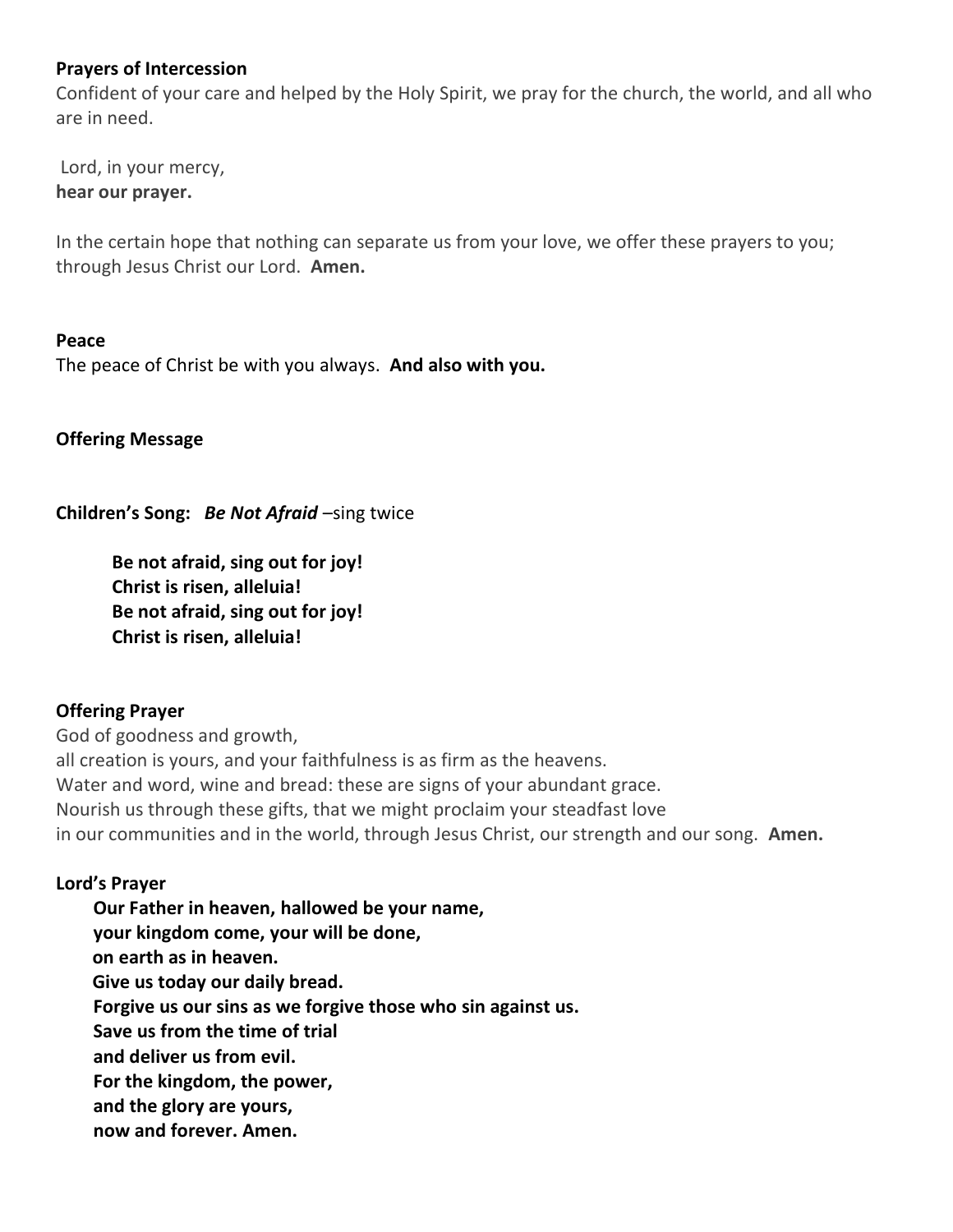**Prayers of Intercession**

Confident of your care and helped by the Holy Spirit, we pray for the church, the world, and all who are in need.

Lord, in your mercy,  
**hear our prayer.**

In the certain hope that nothing can separate us from your love, we offer these prayers to you; through Jesus Christ our Lord. **Amen.**

**Peace**

The peace of Christ be with you always. **And also with you.**

**Offering Message**

**Children's Song:** ***Be Not Afraid*** –sing twice

> **Be not afraid, sing out for joy!**  
> **Christ is risen, alleluia!**  
> **Be not afraid, sing out for joy!**  
> **Christ is risen, alleluia!**

**Offering Prayer**

God of goodness and growth,  
all creation is yours, and your faithfulness is as firm as the heavens.  
Water and word, wine and bread: these are signs of your abundant grace.  
Nourish us through these gifts, that we might proclaim your steadfast love  
in our communities and in the world, through Jesus Christ, our strength and our song. **Amen.**

**Lord's Prayer**

> **Our Father in heaven, hallowed be your name,**  
> **your kingdom come, your will be done,**  
> **on earth as in heaven.**  
> **Give us today our daily bread.**  
> **Forgive us our sins as we forgive those who sin against us.**  
> **Save us from the time of trial**  
> **and deliver us from evil.**  
> **For the kingdom, the power,**  
> **and the glory are yours,**  
> **now and forever. Amen.**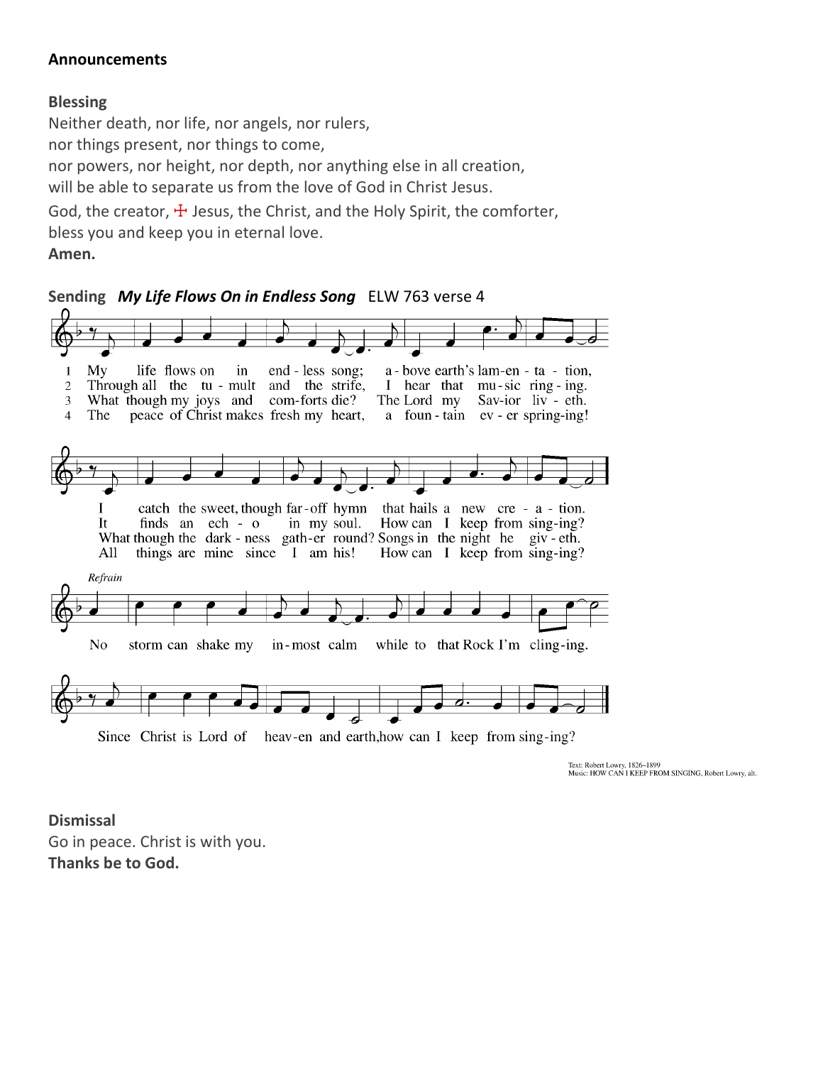**Announcements**

**Blessing**

Neither death, nor life, nor angels, nor rulers,
nor things present, nor things to come,
nor powers, nor height, nor depth, nor anything else in all creation,
will be able to separate us from the love of God in Christ Jesus.

God, the creator, ☩ Jesus, the Christ, and the Holy Spirit, the comforter,
bless you and keep you in eternal love.

**Amen.**

**Sending** ***My Life Flows On in Endless Song*** ELW 763 verse 4

1 My life flows on in end-less song; a-bove earth's lam-en-ta-tion,
2 Through all the tu-mult and the strife, I hear that mu-sic ring-ing.
3 What though my joys and com-forts die? The Lord my Sav-ior liv-eth.
4 The peace of Christ makes fresh my heart, a foun-tain ev-er spring-ing!

I catch the sweet, though far-off hymn that hails a new cre-a-tion.
It finds an ech-o in my soul. How can I keep from sing-ing?
What though the dark-ness gath-er round? Songs in the night he giv-eth.
All things are mine since I am his! How can I keep from sing-ing?

*Refrain*

No storm can shake my in-most calm while to that Rock I'm cling-ing.
Since Christ is Lord of heav-en and earth, how can I keep from sing-ing?

Text: Robert Lowry, 1826–1899
Music: HOW CAN I KEEP FROM SINGING, Robert Lowry, alt.

**Dismissal**

Go in peace. Christ is with you.

**Thanks be to God.**